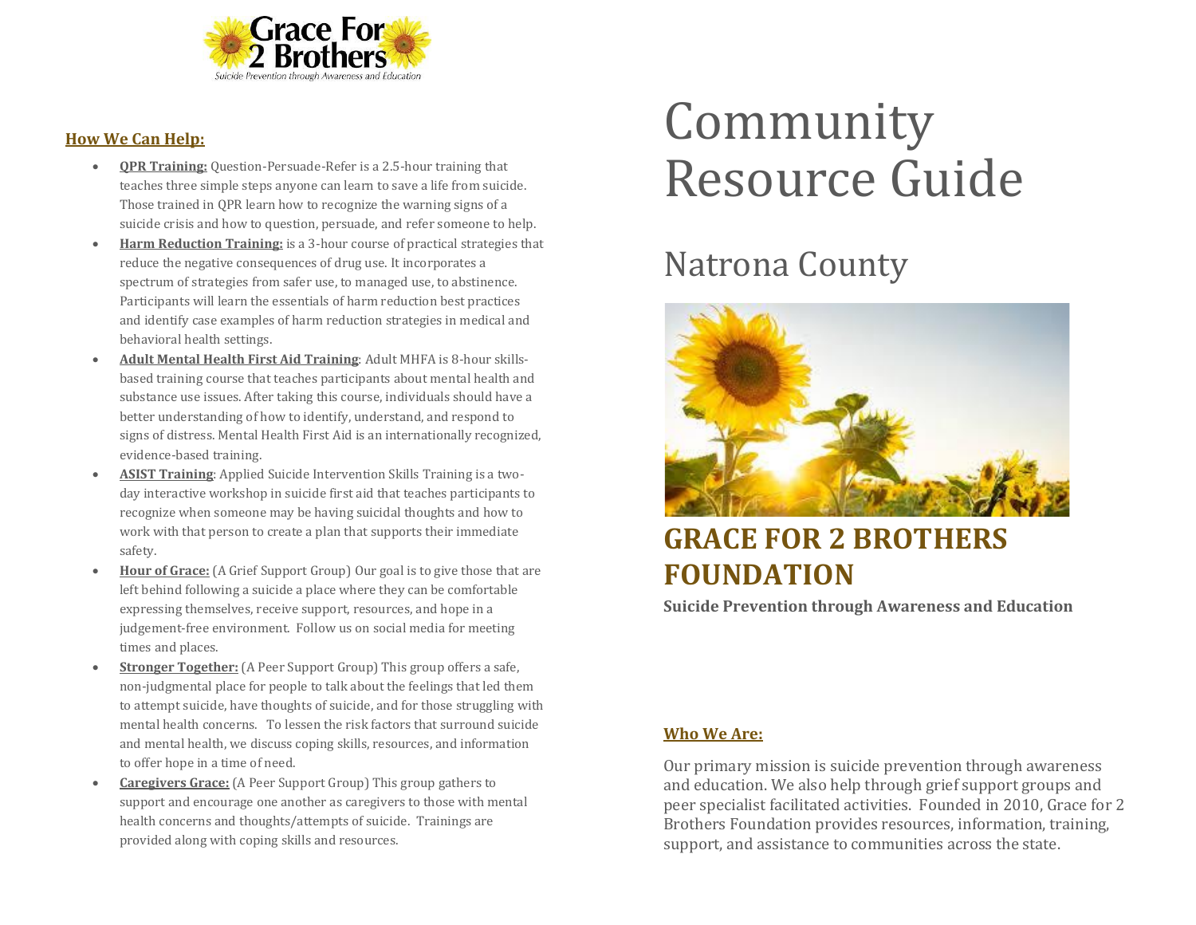Grace For 2 Brothers

*Suicide Prevention through Awareness and Education*

## How We Can Help:

- **QPR Training:** Question-Persuade-Refer is a 2.5-hour training that teaches three simple steps anyone can learn to save a life from suicide. Those trained in QPR learn how to recognize the warning signs of a suicide crisis and how to question, persuade, and refer someone to help.
- **Harm Reduction Training:** is a 3-hour course of practical strategies that reduce the negative consequences of drug use. It incorporates a spectrum of strategies from safer use, to managed use, to abstinence. Participants will learn the essentials of harm reduction best practices and identify case examples of harm reduction strategies in medical and behavioral health settings.
- **Adult Mental Health First Aid Training**: Adult MHFA is 8-hour skills-based training course that teaches participants about mental health and substance use issues. After taking this course, individuals should have a better understanding of how to identify, understand, and respond to signs of distress. Mental Health First Aid is an internationally recognized, evidence-based training.
- **ASIST Training**: Applied Suicide Intervention Skills Training is a two-day interactive workshop in suicide first aid that teaches participants to recognize when someone may be having suicidal thoughts and how to work with that person to create a plan that supports their immediate safety.
- **Hour of Grace:** (A Grief Support Group) Our goal is to give those that are left behind following a suicide a place where they can be comfortable expressing themselves, receive support, resources, and hope in a judgement-free environment. Follow us on social media for meeting times and places.
- **Stronger Together:** (A Peer Support Group) This group offers a safe, non-judgmental place for people to talk about the feelings that led them to attempt suicide, have thoughts of suicide, and for those struggling with mental health concerns. To lessen the risk factors that surround suicide and mental health, we discuss coping skills, resources, and information to offer hope in a time of need.
- **Caregivers Grace:** (A Peer Support Group) This group gathers to support and encourage one another as caregivers to those with mental health concerns and thoughts/attempts of suicide. Trainings are provided along with coping skills and resources.

# Community Resource Guide

## Natrona County

## GRACE FOR 2 BROTHERS FOUNDATION

**Suicide Prevention through Awareness and Education**

## Who We Are:

Our primary mission is suicide prevention through awareness and education. We also help through grief support groups and peer specialist facilitated activities. Founded in 2010, Grace for 2 Brothers Foundation provides resources, information, training, support, and assistance to communities across the state.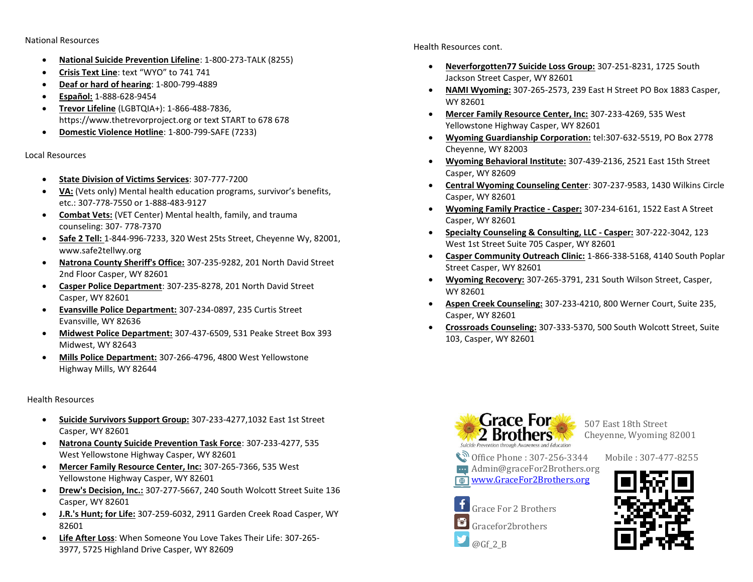National Resources

- **National Suicide Prevention Lifeline**: 1-800-273-TALK (8255)
- **Crisis Text Line**: text "WYO" to 741 741
- **Deaf or hard of hearing**: 1-800-799-4889
- **Español:** 1-888-628-9454
- **Trevor Lifeline** (LGBTQIA+): 1-866-488-7836, https://www.thetrevorproject.org or text START to 678 678
- **Domestic Violence Hotline**: 1-800-799-SAFE (7233)

Local Resources

- **State Division of Victims Services**: 307-777-7200
- **VA:** (Vets only) Mental health education programs, survivor's benefits, etc.: 307-778-7550 or 1-888-483-9127
- **Combat Vets:** (VET Center) Mental health, family, and trauma counseling: 307- 778-7370
- **Safe 2 Tell:** 1-844-996-7233, 320 West 25ts Street, Cheyenne Wy, 82001, www.safe2tellwy.org
- **Natrona County Sheriff's Office:** 307-235-9282, 201 North David Street 2nd Floor Casper, WY 82601
- **Casper Police Department**: 307-235-8278, 201 North David Street Casper, WY 82601
- **Evansville Police Department:** 307-234-0897, 235 Curtis Street Evansville, WY 82636
- **Midwest Police Department:** 307-437-6509, 531 Peake Street Box 393 Midwest, WY 82643
- **Mills Police Department:** 307-266-4796, 4800 West Yellowstone Highway Mills, WY 82644

Health Resources

- **Suicide Survivors Support Group:** 307-233-4277,1032 East 1st Street Casper, WY 82601
- **Natrona County Suicide Prevention Task Force**: 307-233-4277, 535 West Yellowstone Highway Casper, WY 82601
- **Mercer Family Resource Center, Inc:** 307-265-7366, 535 West Yellowstone Highway Casper, WY 82601
- **Drew's Decision, Inc.:** 307-277-5667, 240 South Wolcott Street Suite 136 Casper, WY 82601
- **J.R.'s Hunt; for Life:** 307-259-6032, 2911 Garden Creek Road Casper, WY 82601
- **Life After Loss**: When Someone You Love Takes Their Life: 307-265-3977, 5725 Highland Drive Casper, WY 82609

Health Resources cont.

- **Neverforgotten77 Suicide Loss Group:** 307-251-8231, 1725 South Jackson Street Casper, WY 82601
- **NAMI Wyoming:** 307-265-2573, 239 East H Street PO Box 1883 Casper, WY 82601
- **Mercer Family Resource Center, Inc:** 307-233-4269, 535 West Yellowstone Highway Casper, WY 82601
- **Wyoming Guardianship Corporation:** tel:307-632-5519, PO Box 2778 Cheyenne, WY 82003
- **Wyoming Behavioral Institute:** 307-439-2136, 2521 East 15th Street Casper, WY 82609
- **Central Wyoming Counseling Center**: 307-237-9583, 1430 Wilkins Circle Casper, WY 82601
- **Wyoming Family Practice - Casper:** 307-234-6161, 1522 East A Street Casper, WY 82601
- **Specialty Counseling & Consulting, LLC - Casper:** 307-222-3042, 123 West 1st Street Suite 705 Casper, WY 82601
- **Casper Community Outreach Clinic:** 1-866-338-5168, 4140 South Poplar Street Casper, WY 82601
- **Wyoming Recovery:** 307-265-3791, 231 South Wilson Street, Casper, WY 82601
- **Aspen Creek Counseling:** 307-233-4210, 800 Werner Court, Suite 235, Casper, WY 82601
- **Crossroads Counseling:** 307-333-5370, 500 South Wolcott Street, Suite 103, Casper, WY 82601

**Grace For 2 Brothers**
Suicide Prevention through Awareness and Education

507 East 18th Street
Cheyenne, Wyoming 82001

Office Phone : 307-256-3344 Mobile : 307-477-8255
Admin@graceFor2Brothers.org
www.GraceFor2Brothers.org

Grace For 2 Brothers
Gracefor2brothers
@Gf_2_B